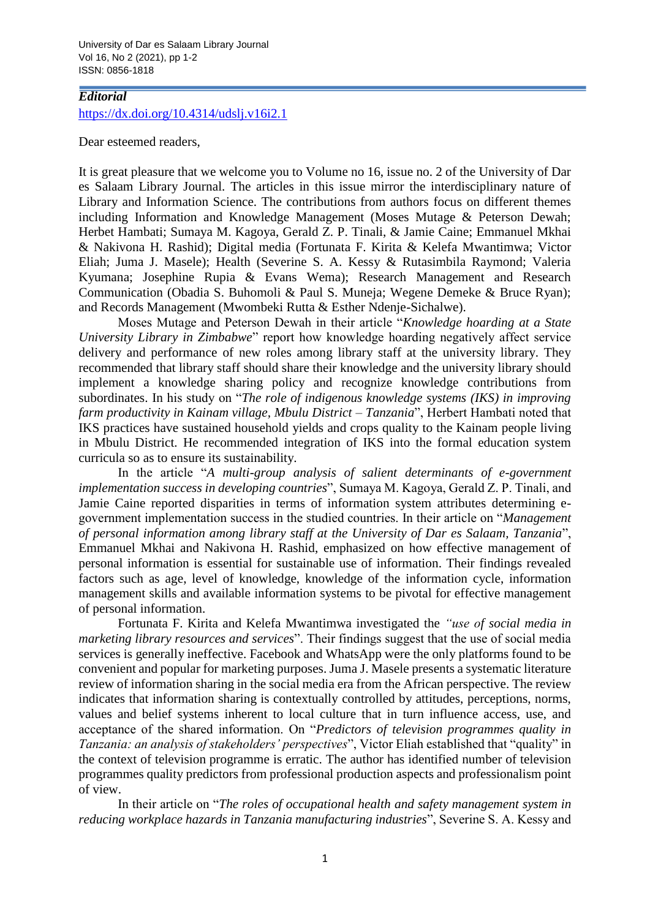***Editorial***

https://dx.doi.org/10.4314/udslj.v16i2.1

Dear esteemed readers,

It is great pleasure that we welcome you to Volume no 16, issue no. 2 of the University of Dar es Salaam Library Journal. The articles in this issue mirror the interdisciplinary nature of Library and Information Science. The contributions from authors focus on different themes including Information and Knowledge Management (Moses Mutage & Peterson Dewah; Herbet Hambati; Sumaya M. Kagoya, Gerald Z. P. Tinali, & Jamie Caine; Emmanuel Mkhai & Nakivona H. Rashid); Digital media (Fortunata F. Kirita & Kelefa Mwantimwa; Victor Eliah; Juma J. Masele); Health (Severine S. A. Kessy & Rutasimbila Raymond; Valeria Kyumana; Josephine Rupia & Evans Wema); Research Management and Research Communication (Obadia S. Buhomoli & Paul S. Muneja; Wegene Demeke & Bruce Ryan); and Records Management (Mwombeki Rutta & Esther Ndenje-Sichalwe).

Moses Mutage and Peterson Dewah in their article "*Knowledge hoarding at a State University Library in Zimbabwe*" report how knowledge hoarding negatively affect service delivery and performance of new roles among library staff at the university library. They recommended that library staff should share their knowledge and the university library should implement a knowledge sharing policy and recognize knowledge contributions from subordinates. In his study on "*The role of indigenous knowledge systems (IKS) in improving farm productivity in Kainam village, Mbulu District – Tanzania*", Herbert Hambati noted that IKS practices have sustained household yields and crops quality to the Kainam people living in Mbulu District. He recommended integration of IKS into the formal education system curricula so as to ensure its sustainability.

In the article "*A multi-group analysis of salient determinants of e-government implementation success in developing countries*", Sumaya M. Kagoya, Gerald Z. P. Tinali, and Jamie Caine reported disparities in terms of information system attributes determining e-government implementation success in the studied countries. In their article on "*Management of personal information among library staff at the University of Dar es Salaam, Tanzania*", Emmanuel Mkhai and Nakivona H. Rashid, emphasized on how effective management of personal information is essential for sustainable use of information. Their findings revealed factors such as age, level of knowledge, knowledge of the information cycle, information management skills and available information systems to be pivotal for effective management of personal information.

Fortunata F. Kirita and Kelefa Mwantimwa investigated the *"use of social media in marketing library resources and services*". Their findings suggest that the use of social media services is generally ineffective. Facebook and WhatsApp were the only platforms found to be convenient and popular for marketing purposes. Juma J. Masele presents a systematic literature review of information sharing in the social media era from the African perspective. The review indicates that information sharing is contextually controlled by attitudes, perceptions, norms, values and belief systems inherent to local culture that in turn influence access, use, and acceptance of the shared information. On "*Predictors of television programmes quality in Tanzania: an analysis of stakeholders' perspectives*", Victor Eliah established that "quality" in the context of television programme is erratic. The author has identified number of television programmes quality predictors from professional production aspects and professionalism point of view.

In their article on "*The roles of occupational health and safety management system in reducing workplace hazards in Tanzania manufacturing industries*", Severine S. A. Kessy and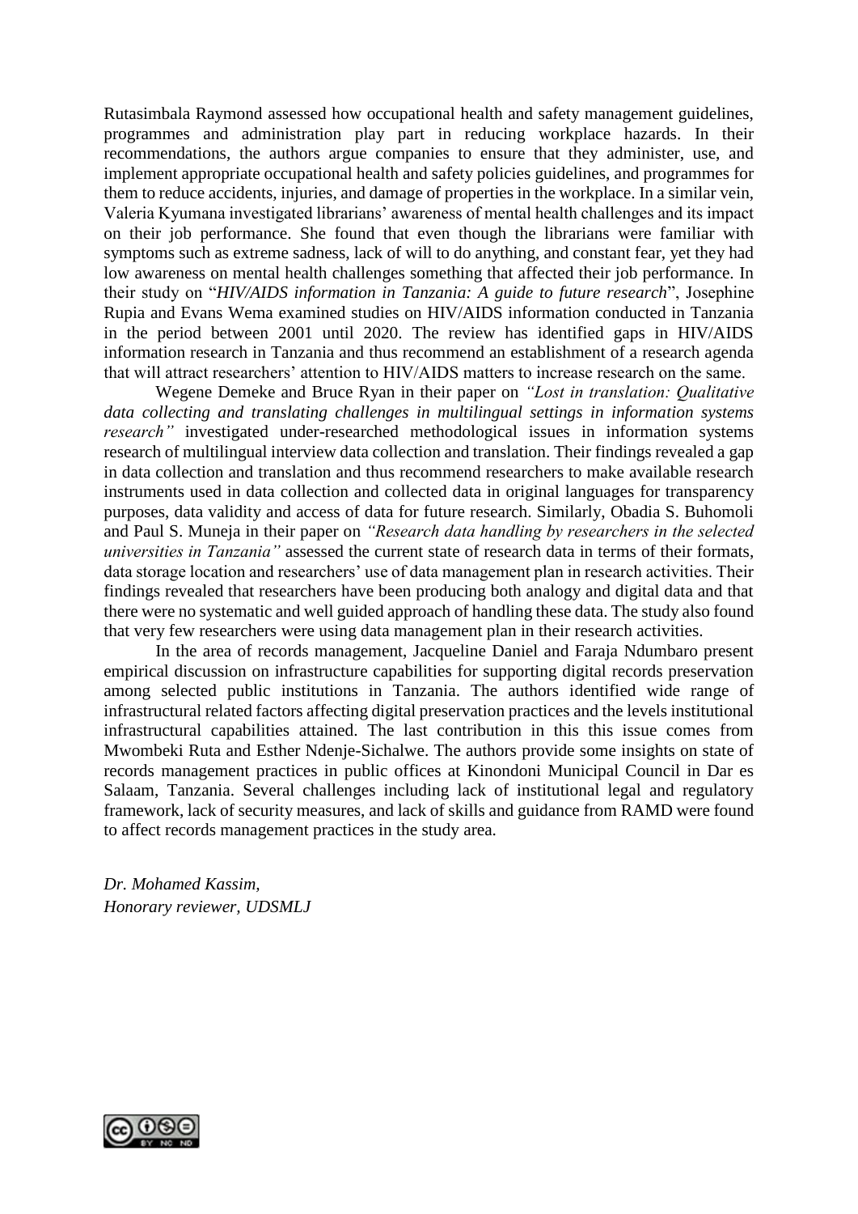Rutasimbala Raymond assessed how occupational health and safety management guidelines, programmes and administration play part in reducing workplace hazards. In their recommendations, the authors argue companies to ensure that they administer, use, and implement appropriate occupational health and safety policies guidelines, and programmes for them to reduce accidents, injuries, and damage of properties in the workplace. In a similar vein, Valeria Kyumana investigated librarians' awareness of mental health challenges and its impact on their job performance. She found that even though the librarians were familiar with symptoms such as extreme sadness, lack of will to do anything, and constant fear, yet they had low awareness on mental health challenges something that affected their job performance. In their study on "*HIV/AIDS information in Tanzania: A guide to future research*", Josephine Rupia and Evans Wema examined studies on HIV/AIDS information conducted in Tanzania in the period between 2001 until 2020. The review has identified gaps in HIV/AIDS information research in Tanzania and thus recommend an establishment of a research agenda that will attract researchers' attention to HIV/AIDS matters to increase research on the same.

Wegene Demeke and Bruce Ryan in their paper on *"Lost in translation: Qualitative data collecting and translating challenges in multilingual settings in information systems research"* investigated under-researched methodological issues in information systems research of multilingual interview data collection and translation. Their findings revealed a gap in data collection and translation and thus recommend researchers to make available research instruments used in data collection and collected data in original languages for transparency purposes, data validity and access of data for future research. Similarly, Obadia S. Buhomoli and Paul S. Muneja in their paper on *"Research data handling by researchers in the selected universities in Tanzania"* assessed the current state of research data in terms of their formats, data storage location and researchers' use of data management plan in research activities. Their findings revealed that researchers have been producing both analogy and digital data and that there were no systematic and well guided approach of handling these data. The study also found that very few researchers were using data management plan in their research activities.

In the area of records management, Jacqueline Daniel and Faraja Ndumbaro present empirical discussion on infrastructure capabilities for supporting digital records preservation among selected public institutions in Tanzania. The authors identified wide range of infrastructural related factors affecting digital preservation practices and the levels institutional infrastructural capabilities attained. The last contribution in this this issue comes from Mwombeki Ruta and Esther Ndenje-Sichalwe. The authors provide some insights on state of records management practices in public offices at Kinondoni Municipal Council in Dar es Salaam, Tanzania. Several challenges including lack of institutional legal and regulatory framework, lack of security measures, and lack of skills and guidance from RAMD were found to affect records management practices in the study area.

*Dr. Mohamed Kassim,*
*Honorary reviewer, UDSMLJ*